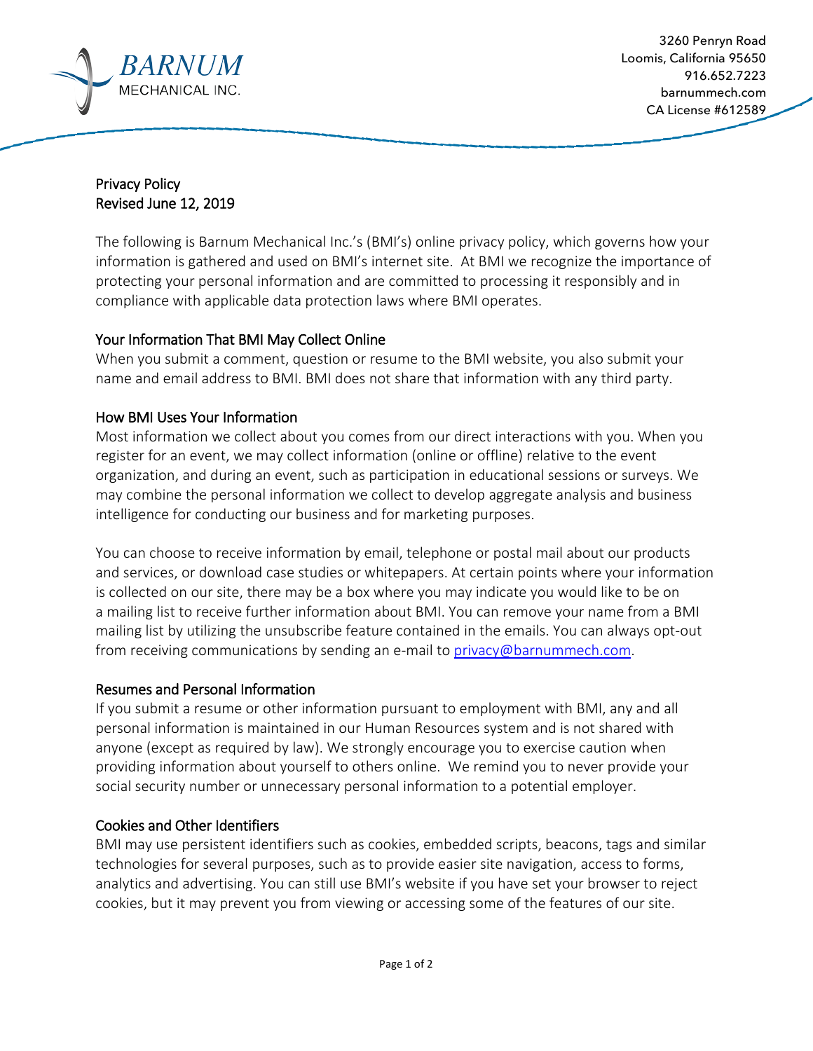**BARNUM**
MECHANICAL INC.

3260 Penryn Road
Loomis, California 95650
916.652.7223
barnummech.com
CA License #612589

Privacy Policy
Revised June 12, 2019

The following is Barnum Mechanical Inc.'s (BMI's) online privacy policy, which governs how your information is gathered and used on BMI's internet site. At BMI we recognize the importance of protecting your personal information and are committed to processing it responsibly and in compliance with applicable data protection laws where BMI operates.

## Your Information That BMI May Collect Online

When you submit a comment, question or resume to the BMI website, you also submit your name and email address to BMI. BMI does not share that information with any third party.

## How BMI Uses Your Information

Most information we collect about you comes from our direct interactions with you. When you register for an event, we may collect information (online or offline) relative to the event organization, and during an event, such as participation in educational sessions or surveys. We may combine the personal information we collect to develop aggregate analysis and business intelligence for conducting our business and for marketing purposes.

You can choose to receive information by email, telephone or postal mail about our products and services, or download case studies or whitepapers. At certain points where your information is collected on our site, there may be a box where you may indicate you would like to be on a mailing list to receive further information about BMI. You can remove your name from a BMI mailing list by utilizing the unsubscribe feature contained in the emails. You can always opt-out from receiving communications by sending an e-mail to privacy@barnummech.com.

## Resumes and Personal Information

If you submit a resume or other information pursuant to employment with BMI, any and all personal information is maintained in our Human Resources system and is not shared with anyone (except as required by law). We strongly encourage you to exercise caution when providing information about yourself to others online. We remind you to never provide your social security number or unnecessary personal information to a potential employer.

## Cookies and Other Identifiers

BMI may use persistent identifiers such as cookies, embedded scripts, beacons, tags and similar technologies for several purposes, such as to provide easier site navigation, access to forms, analytics and advertising. You can still use BMI's website if you have set your browser to reject cookies, but it may prevent you from viewing or accessing some of the features of our site.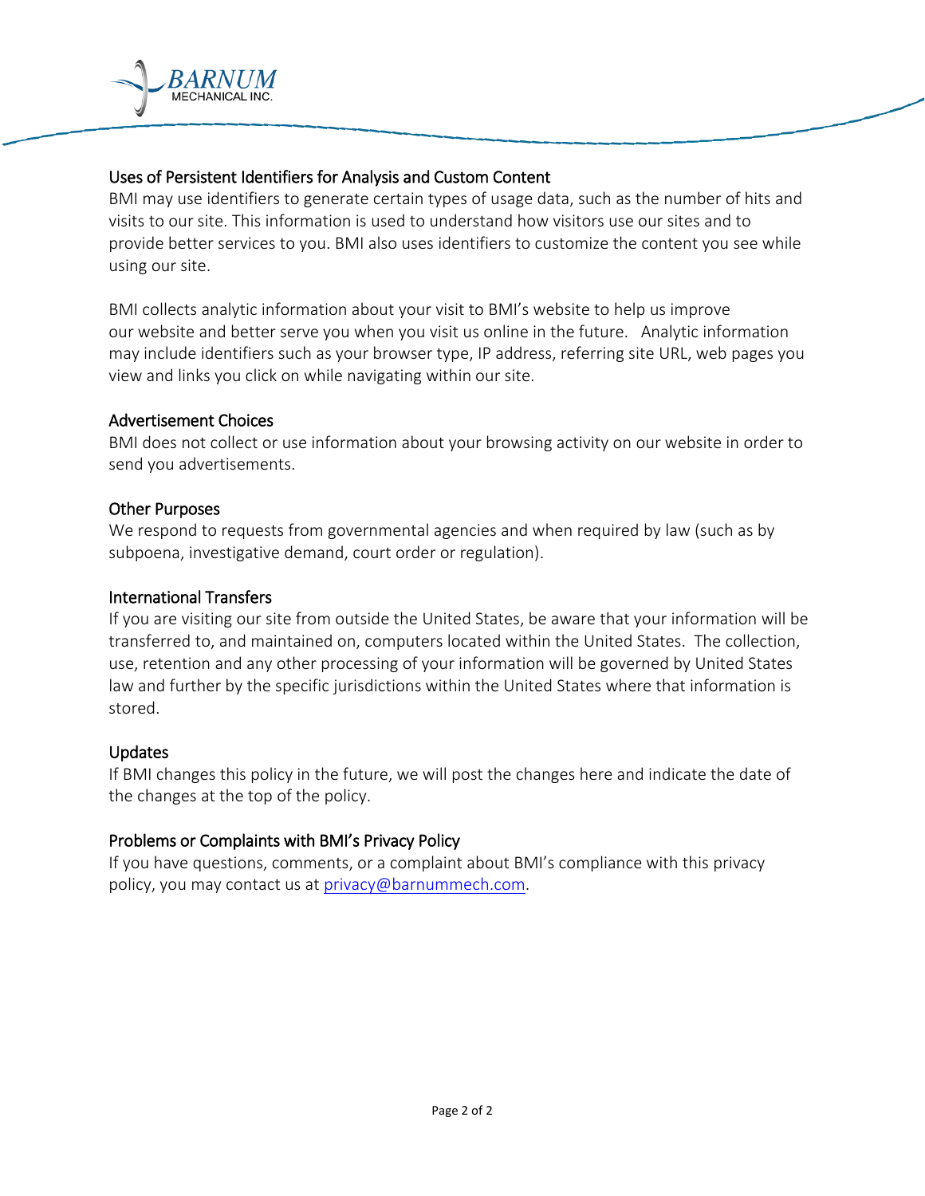## Uses of Persistent Identifiers for Analysis and Custom Content

BMI may use identifiers to generate certain types of usage data, such as the number of hits and visits to our site. This information is used to understand how visitors use our sites and to provide better services to you. BMI also uses identifiers to customize the content you see while using our site.

BMI collects analytic information about your visit to BMI's website to help us improve our website and better serve you when you visit us online in the future. Analytic information may include identifiers such as your browser type, IP address, referring site URL, web pages you view and links you click on while navigating within our site.

## Advertisement Choices

BMI does not collect or use information about your browsing activity on our website in order to send you advertisements.

## Other Purposes

We respond to requests from governmental agencies and when required by law (such as by subpoena, investigative demand, court order or regulation).

## International Transfers

If you are visiting our site from outside the United States, be aware that your information will be transferred to, and maintained on, computers located within the United States. The collection, use, retention and any other processing of your information will be governed by United States law and further by the specific jurisdictions within the United States where that information is stored.

## Updates

If BMI changes this policy in the future, we will post the changes here and indicate the date of the changes at the top of the policy.

## Problems or Complaints with BMI's Privacy Policy

If you have questions, comments, or a complaint about BMI's compliance with this privacy policy, you may contact us at privacy@barnummech.com.